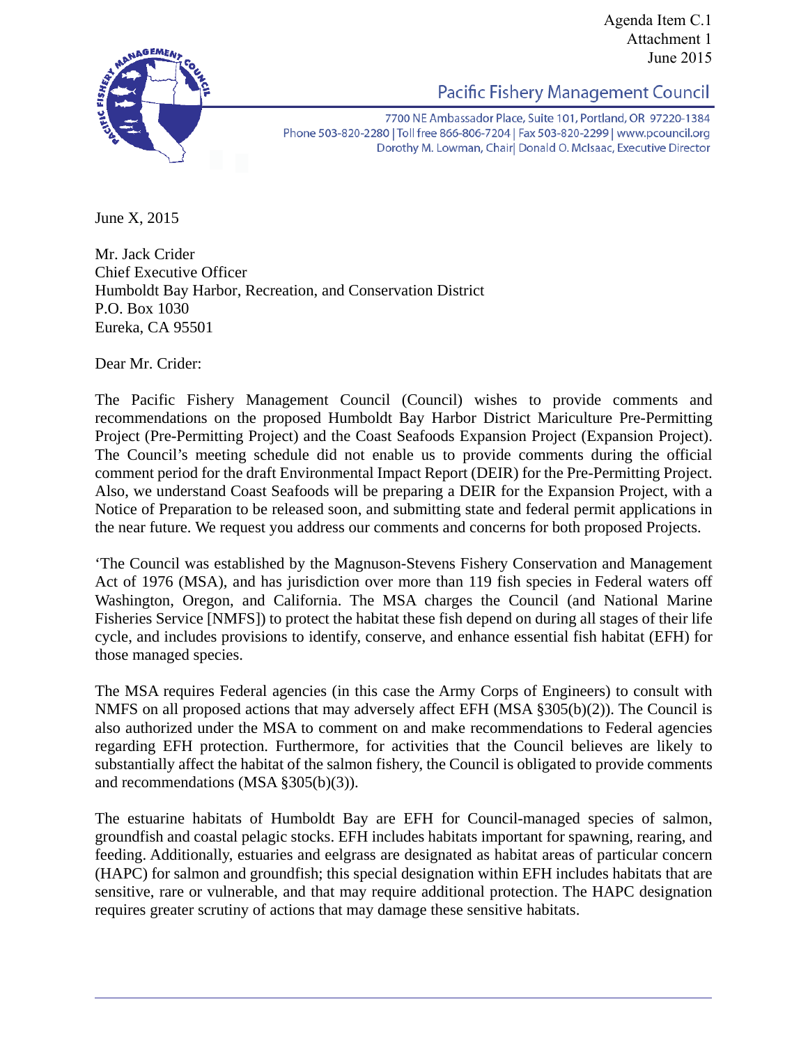Agenda Item C.1
Attachment 1
June 2015

Pacific Fishery Management Council

7700 NE Ambassador Place, Suite 101, Portland, OR 97220-1384
Phone 503-820-2280 | Toll free 866-806-7204 | Fax 503-820-2299 | www.pcouncil.org
Dorothy M. Lowman, Chair| Donald O. McIsaac, Executive Director

June X, 2015

Mr. Jack Crider
Chief Executive Officer
Humboldt Bay Harbor, Recreation, and Conservation District
P.O. Box 1030
Eureka, CA 95501

Dear Mr. Crider:

The Pacific Fishery Management Council (Council) wishes to provide comments and recommendations on the proposed Humboldt Bay Harbor District Mariculture Pre-Permitting Project (Pre-Permitting Project) and the Coast Seafoods Expansion Project (Expansion Project). The Council's meeting schedule did not enable us to provide comments during the official comment period for the draft Environmental Impact Report (DEIR) for the Pre-Permitting Project. Also, we understand Coast Seafoods will be preparing a DEIR for the Expansion Project, with a Notice of Preparation to be released soon, and submitting state and federal permit applications in the near future. We request you address our comments and concerns for both proposed Projects.

'The Council was established by the Magnuson-Stevens Fishery Conservation and Management Act of 1976 (MSA), and has jurisdiction over more than 119 fish species in Federal waters off Washington, Oregon, and California. The MSA charges the Council (and National Marine Fisheries Service [NMFS]) to protect the habitat these fish depend on during all stages of their life cycle, and includes provisions to identify, conserve, and enhance essential fish habitat (EFH) for those managed species.

The MSA requires Federal agencies (in this case the Army Corps of Engineers) to consult with NMFS on all proposed actions that may adversely affect EFH (MSA §305(b)(2)). The Council is also authorized under the MSA to comment on and make recommendations to Federal agencies regarding EFH protection. Furthermore, for activities that the Council believes are likely to substantially affect the habitat of the salmon fishery, the Council is obligated to provide comments and recommendations (MSA §305(b)(3)).

The estuarine habitats of Humboldt Bay are EFH for Council-managed species of salmon, groundfish and coastal pelagic stocks. EFH includes habitats important for spawning, rearing, and feeding. Additionally, estuaries and eelgrass are designated as habitat areas of particular concern (HAPC) for salmon and groundfish; this special designation within EFH includes habitats that are sensitive, rare or vulnerable, and that may require additional protection. The HAPC designation requires greater scrutiny of actions that may damage these sensitive habitats.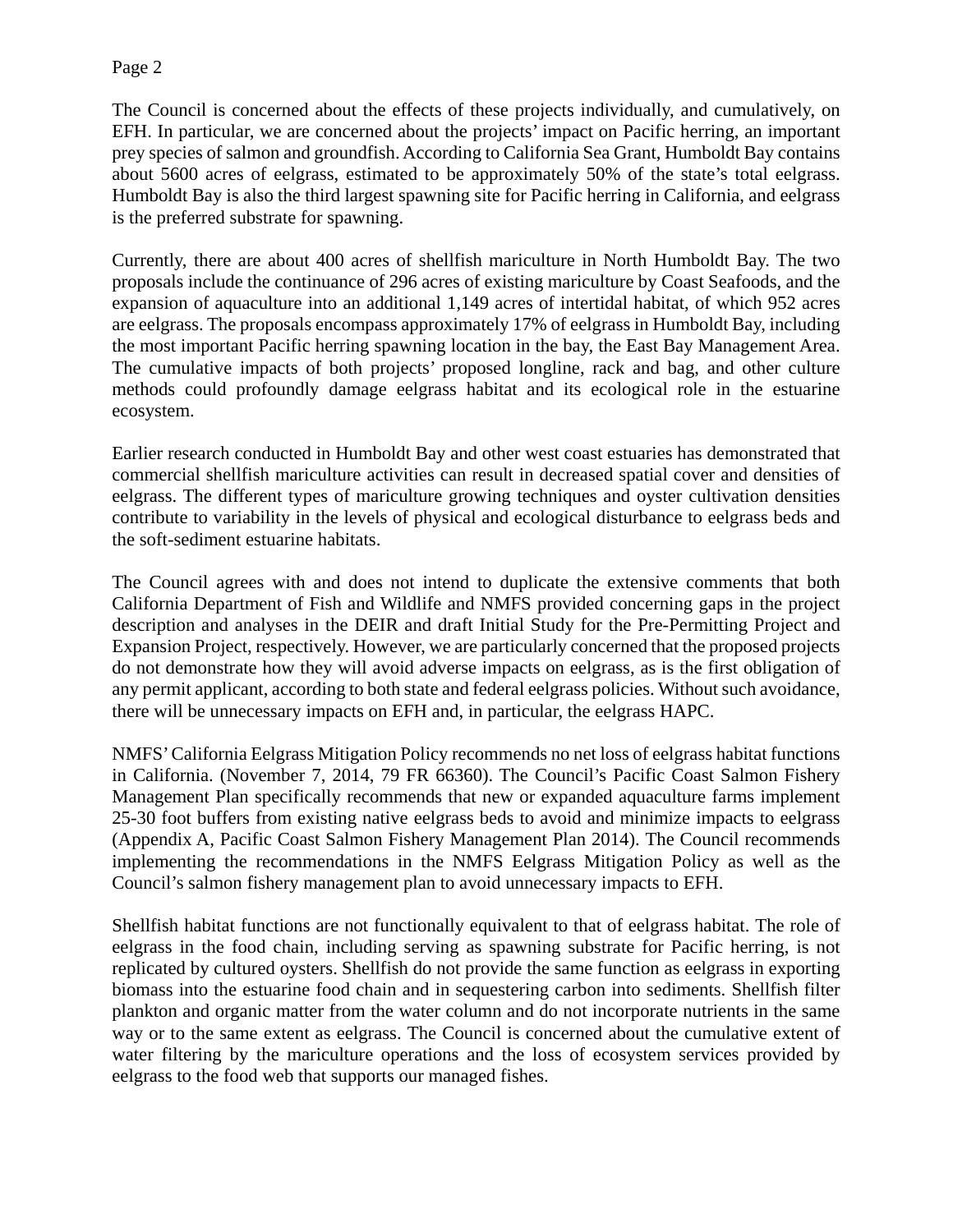The Council is concerned about the effects of these projects individually, and cumulatively, on EFH. In particular, we are concerned about the projects' impact on Pacific herring, an important prey species of salmon and groundfish. According to California Sea Grant, Humboldt Bay contains about 5600 acres of eelgrass, estimated to be approximately 50% of the state's total eelgrass. Humboldt Bay is also the third largest spawning site for Pacific herring in California, and eelgrass is the preferred substrate for spawning.

Currently, there are about 400 acres of shellfish mariculture in North Humboldt Bay. The two proposals include the continuance of 296 acres of existing mariculture by Coast Seafoods, and the expansion of aquaculture into an additional 1,149 acres of intertidal habitat, of which 952 acres are eelgrass. The proposals encompass approximately 17% of eelgrass in Humboldt Bay, including the most important Pacific herring spawning location in the bay, the East Bay Management Area. The cumulative impacts of both projects' proposed longline, rack and bag, and other culture methods could profoundly damage eelgrass habitat and its ecological role in the estuarine ecosystem.

Earlier research conducted in Humboldt Bay and other west coast estuaries has demonstrated that commercial shellfish mariculture activities can result in decreased spatial cover and densities of eelgrass. The different types of mariculture growing techniques and oyster cultivation densities contribute to variability in the levels of physical and ecological disturbance to eelgrass beds and the soft-sediment estuarine habitats.

The Council agrees with and does not intend to duplicate the extensive comments that both California Department of Fish and Wildlife and NMFS provided concerning gaps in the project description and analyses in the DEIR and draft Initial Study for the Pre-Permitting Project and Expansion Project, respectively. However, we are particularly concerned that the proposed projects do not demonstrate how they will avoid adverse impacts on eelgrass, as is the first obligation of any permit applicant, according to both state and federal eelgrass policies. Without such avoidance, there will be unnecessary impacts on EFH and, in particular, the eelgrass HAPC.

NMFS' California Eelgrass Mitigation Policy recommends no net loss of eelgrass habitat functions in California. (November 7, 2014, 79 FR 66360). The Council's Pacific Coast Salmon Fishery Management Plan specifically recommends that new or expanded aquaculture farms implement 25-30 foot buffers from existing native eelgrass beds to avoid and minimize impacts to eelgrass (Appendix A, Pacific Coast Salmon Fishery Management Plan 2014). The Council recommends implementing the recommendations in the NMFS Eelgrass Mitigation Policy as well as the Council's salmon fishery management plan to avoid unnecessary impacts to EFH.

Shellfish habitat functions are not functionally equivalent to that of eelgrass habitat. The role of eelgrass in the food chain, including serving as spawning substrate for Pacific herring, is not replicated by cultured oysters. Shellfish do not provide the same function as eelgrass in exporting biomass into the estuarine food chain and in sequestering carbon into sediments. Shellfish filter plankton and organic matter from the water column and do not incorporate nutrients in the same way or to the same extent as eelgrass. The Council is concerned about the cumulative extent of water filtering by the mariculture operations and the loss of ecosystem services provided by eelgrass to the food web that supports our managed fishes.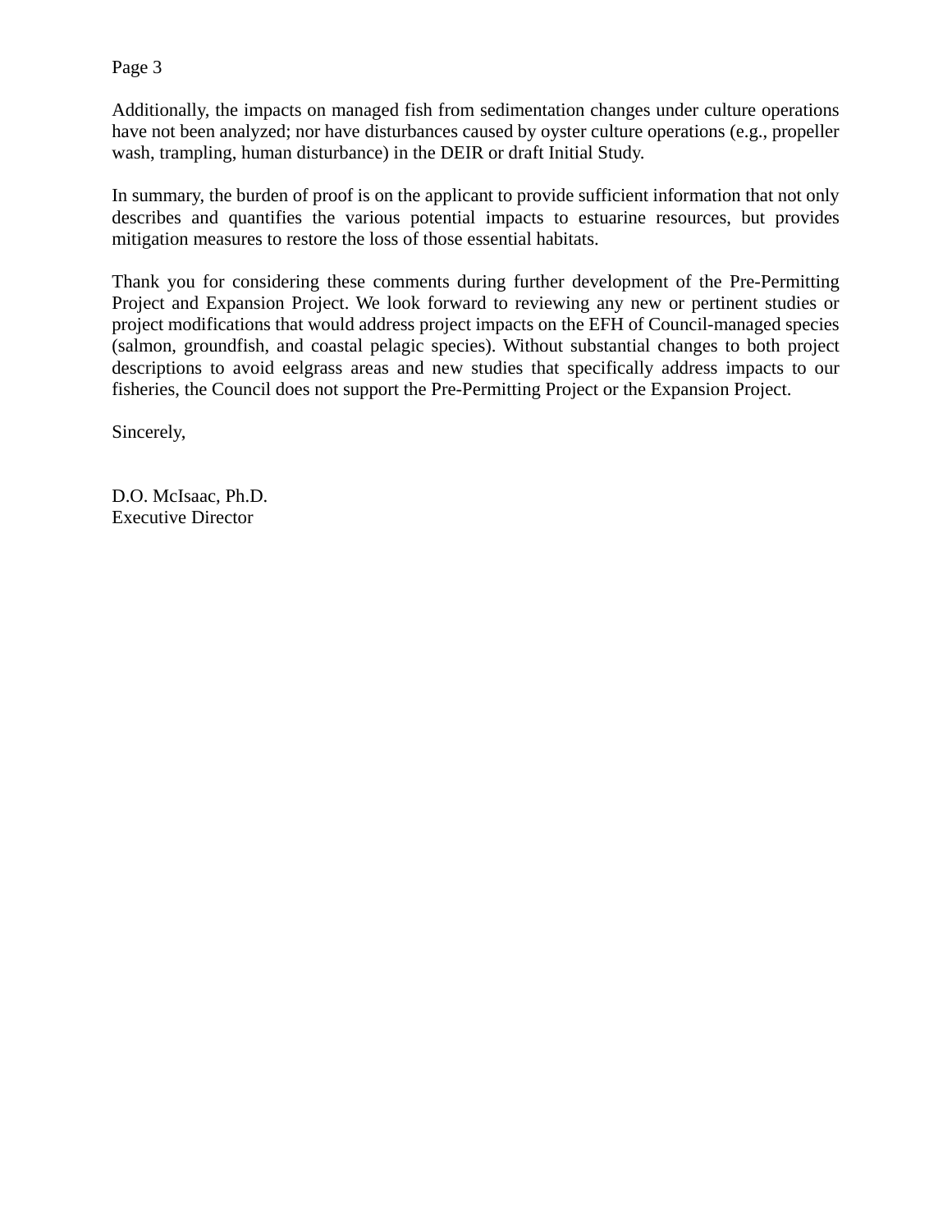Additionally, the impacts on managed fish from sedimentation changes under culture operations have not been analyzed; nor have disturbances caused by oyster culture operations (e.g., propeller wash, trampling, human disturbance) in the DEIR or draft Initial Study.

In summary, the burden of proof is on the applicant to provide sufficient information that not only describes and quantifies the various potential impacts to estuarine resources, but provides mitigation measures to restore the loss of those essential habitats.

Thank you for considering these comments during further development of the Pre-Permitting Project and Expansion Project. We look forward to reviewing any new or pertinent studies or project modifications that would address project impacts on the EFH of Council-managed species (salmon, groundfish, and coastal pelagic species). Without substantial changes to both project descriptions to avoid eelgrass areas and new studies that specifically address impacts to our fisheries, the Council does not support the Pre-Permitting Project or the Expansion Project.

Sincerely,

D.O. McIsaac, Ph.D.
Executive Director